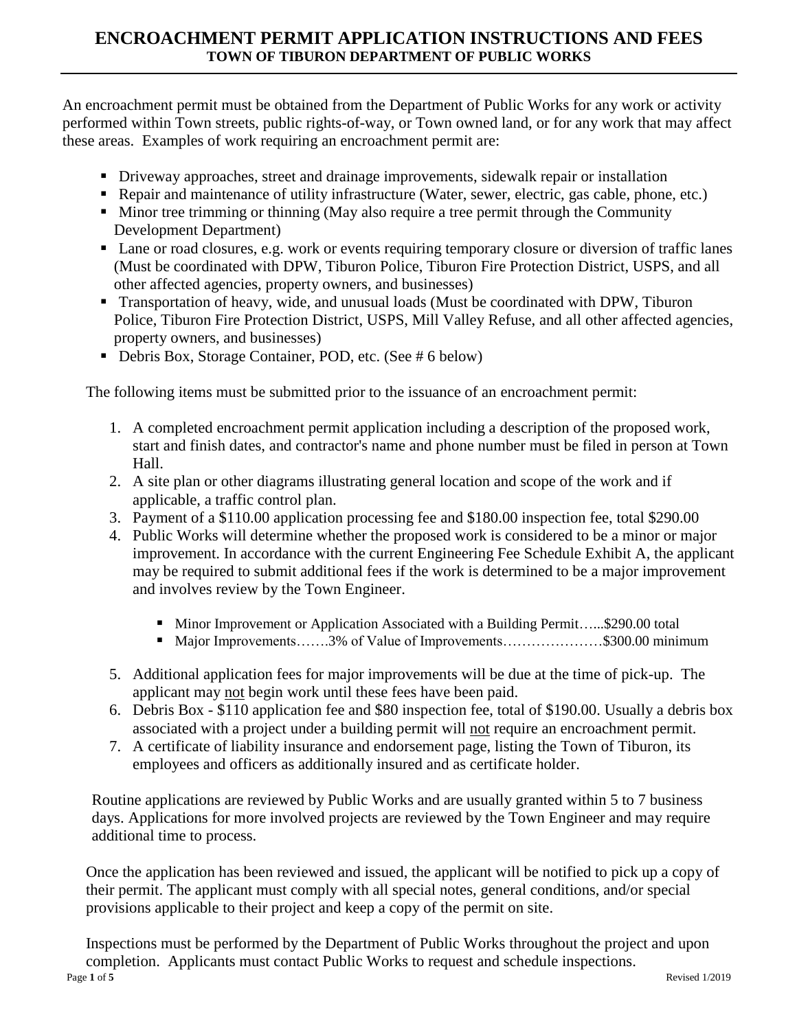# ENCROACHMENT PERMIT APPLICATION INSTRUCTIONS AND FEES

## TOWN OF TIBURON DEPARTMENT OF PUBLIC WORKS

An encroachment permit must be obtained from the Department of Public Works for any work or activity performed within Town streets, public rights-of-way, or Town owned land, or for any work that may affect these areas. Examples of work requiring an encroachment permit are:

- Driveway approaches, street and drainage improvements, sidewalk repair or installation
- Repair and maintenance of utility infrastructure (Water, sewer, electric, gas cable, phone, etc.)
- Minor tree trimming or thinning (May also require a tree permit through the Community Development Department)
- Lane or road closures, e.g. work or events requiring temporary closure or diversion of traffic lanes (Must be coordinated with DPW, Tiburon Police, Tiburon Fire Protection District, USPS, and all other affected agencies, property owners, and businesses)
- Transportation of heavy, wide, and unusual loads (Must be coordinated with DPW, Tiburon Police, Tiburon Fire Protection District, USPS, Mill Valley Refuse, and all other affected agencies, property owners, and businesses)
- Debris Box, Storage Container, POD, etc. (See # 6 below)

The following items must be submitted prior to the issuance of an encroachment permit:

1. A completed encroachment permit application including a description of the proposed work, start and finish dates, and contractor's name and phone number must be filed in person at Town Hall.
2. A site plan or other diagrams illustrating general location and scope of the work and if applicable, a traffic control plan.
3. Payment of a $110.00 application processing fee and $180.00 inspection fee, total $290.00
4. Public Works will determine whether the proposed work is considered to be a minor or major improvement. In accordance with the current Engineering Fee Schedule Exhibit A, the applicant may be required to submit additional fees if the work is determined to be a major improvement and involves review by the Town Engineer.
   - Minor Improvement or Application Associated with a Building Permit…...$290.00 total
   - Major Improvements…….3% of Value of Improvements…………………$300.00 minimum
5. Additional application fees for major improvements will be due at the time of pick-up. The applicant may <u>not</u> begin work until these fees have been paid.
6. Debris Box - $110 application fee and $80 inspection fee, total of $190.00. Usually a debris box associated with a project under a building permit will <u>not</u> require an encroachment permit.
7. A certificate of liability insurance and endorsement page, listing the Town of Tiburon, its employees and officers as additionally insured and as certificate holder.

Routine applications are reviewed by Public Works and are usually granted within 5 to 7 business days. Applications for more involved projects are reviewed by the Town Engineer and may require additional time to process.

Once the application has been reviewed and issued, the applicant will be notified to pick up a copy of their permit. The applicant must comply with all special notes, general conditions, and/or special provisions applicable to their project and keep a copy of the permit on site.

Inspections must be performed by the Department of Public Works throughout the project and upon completion. Applicants must contact Public Works to request and schedule inspections.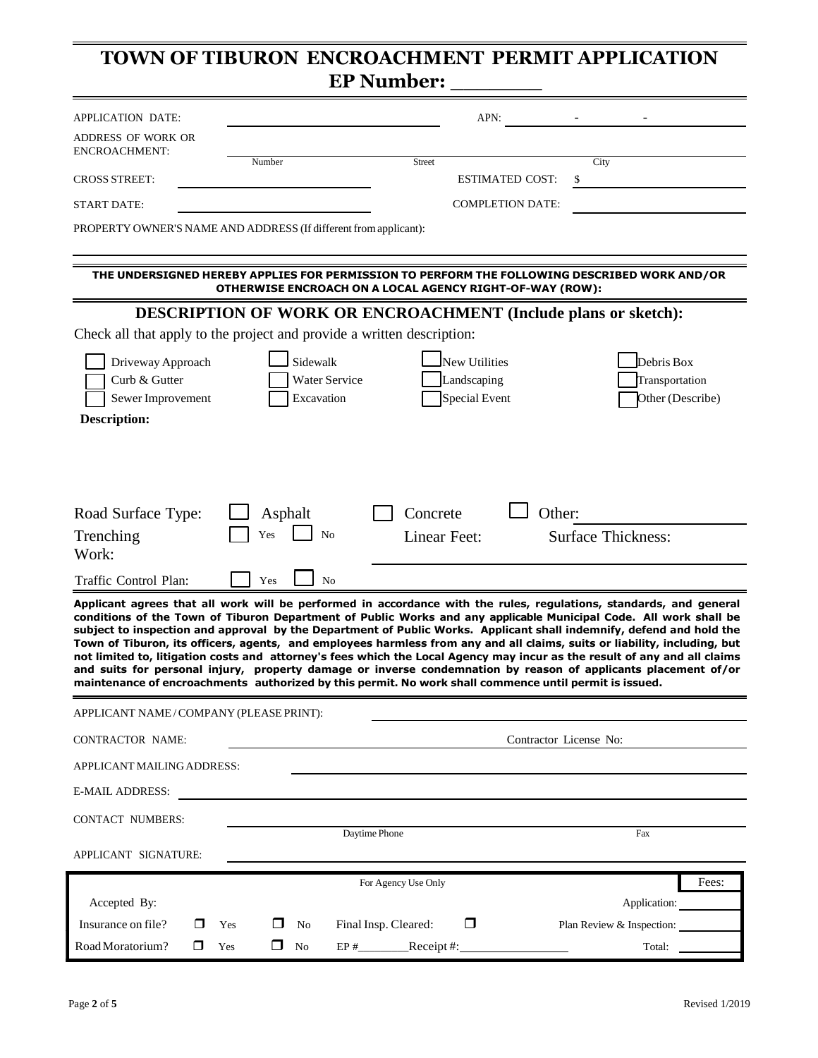# TOWN OF TIBURON ENCROACHMENT PERMIT APPLICATION

## EP Number: ________

APPLICATION DATE: ____________________ APN: ______ - ______ - ______

ADDRESS OF WORK OR ENCROACHMENT: ____________________

Number ____________ Street ____________ City ____________

CROSS STREET: ____________________ ESTIMATED COST: $ ____________

START DATE: ____________________ COMPLETION DATE: ____________

PROPERTY OWNER'S NAME AND ADDRESS (If different from applicant):

____________________

**THE UNDERSIGNED HEREBY APPLIES FOR PERMISSION TO PERFORM THE FOLLOWING DESCRIBED WORK AND/OR OTHERWISE ENCROACH ON A LOCAL AGENCY RIGHT-OF-WAY (ROW):**

## DESCRIPTION OF WORK OR ENCROACHMENT (Include plans or sketch):

Check all that apply to the project and provide a written description:

- ☐ Driveway Approach
- ☐ Curb & Gutter
- ☐ Sewer Improvement
- ☐ Sidewalk
- ☐ Water Service
- ☐ Excavation
- ☐ New Utilities
- ☐ Landscaping
- ☐ Special Event
- ☐ Debris Box
- ☐ Transportation
- ☐ Other (Describe)

**Description:**

Road Surface Type: ☐ Asphalt ☐ Concrete ☐ Other: ____________

Trenching Work: ☐ Yes ☐ No Linear Feet: ____________ Surface Thickness: ____________

Traffic Control Plan: ☐ Yes ☐ No

**Applicant agrees that all work will be performed in accordance with the rules, regulations, standards, and general conditions of the Town of Tiburon Department of Public Works and any applicable Municipal Code. All work shall be subject to inspection and approval by the Department of Public Works. Applicant shall indemnify, defend and hold the Town of Tiburon, its officers, agents, and employees harmless from any and all claims, suits or liability, including, but not limited to, litigation costs and attorney's fees which the Local Agency may incur as the result of any and all claims and suits for personal injury, property damage or inverse condemnation by reason of applicants placement of/or maintenance of encroachments authorized by this permit. No work shall commence until permit is issued.**

APPLICANT NAME / COMPANY (PLEASE PRINT): ____________________

CONTRACTOR NAME: ____________________ Contractor License No: ____________

APPLICANT MAILING ADDRESS: ____________________

E-MAIL ADDRESS: ____________________

CONTACT NUMBERS: ____________________

Daytime Phone ____________ Fax ____________

APPLICANT SIGNATURE: ____________________

| For Agency Use Only | | | Fees: |
|---|---|---|---|
| Accepted By: | | Application: | |
| Insurance on file? ☐ Yes ☐ No | Final Insp. Cleared: ☐ | Plan Review & Inspection: | |
| Road Moratorium? ☐ Yes ☐ No | EP #________ Receipt #:________ | Total: | |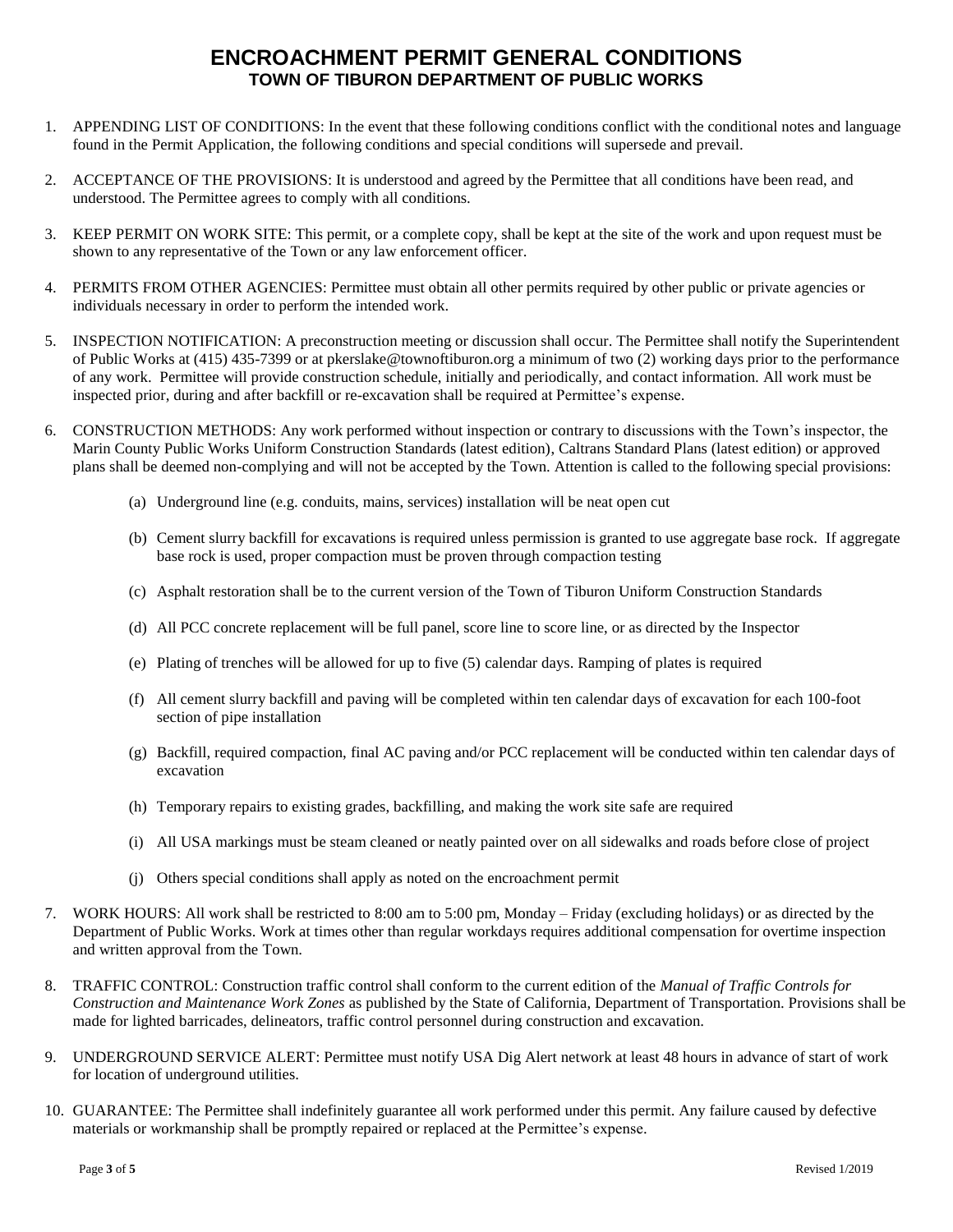# ENCROACHMENT PERMIT GENERAL CONDITIONS
## TOWN OF TIBURON DEPARTMENT OF PUBLIC WORKS

1. APPENDING LIST OF CONDITIONS: In the event that these following conditions conflict with the conditional notes and language found in the Permit Application, the following conditions and special conditions will supersede and prevail.

2. ACCEPTANCE OF THE PROVISIONS: It is understood and agreed by the Permittee that all conditions have been read, and understood. The Permittee agrees to comply with all conditions.

3. KEEP PERMIT ON WORK SITE: This permit, or a complete copy, shall be kept at the site of the work and upon request must be shown to any representative of the Town or any law enforcement officer.

4. PERMITS FROM OTHER AGENCIES: Permittee must obtain all other permits required by other public or private agencies or individuals necessary in order to perform the intended work.

5. INSPECTION NOTIFICATION: A preconstruction meeting or discussion shall occur. The Permittee shall notify the Superintendent of Public Works at (415) 435-7399 or at pkerslake@townoftiburon.org a minimum of two (2) working days prior to the performance of any work. Permittee will provide construction schedule, initially and periodically, and contact information. All work must be inspected prior, during and after backfill or re-excavation shall be required at Permittee's expense.

6. CONSTRUCTION METHODS: Any work performed without inspection or contrary to discussions with the Town's inspector, the Marin County Public Works Uniform Construction Standards (latest edition), Caltrans Standard Plans (latest edition) or approved plans shall be deemed non-complying and will not be accepted by the Town. Attention is called to the following special provisions:

   (a) Underground line (e.g. conduits, mains, services) installation will be neat open cut

   (b) Cement slurry backfill for excavations is required unless permission is granted to use aggregate base rock. If aggregate base rock is used, proper compaction must be proven through compaction testing

   (c) Asphalt restoration shall be to the current version of the Town of Tiburon Uniform Construction Standards

   (d) All PCC concrete replacement will be full panel, score line to score line, or as directed by the Inspector

   (e) Plating of trenches will be allowed for up to five (5) calendar days. Ramping of plates is required

   (f) All cement slurry backfill and paving will be completed within ten calendar days of excavation for each 100-foot section of pipe installation

   (g) Backfill, required compaction, final AC paving and/or PCC replacement will be conducted within ten calendar days of excavation

   (h) Temporary repairs to existing grades, backfilling, and making the work site safe are required

   (i) All USA markings must be steam cleaned or neatly painted over on all sidewalks and roads before close of project

   (j) Others special conditions shall apply as noted on the encroachment permit

7. WORK HOURS: All work shall be restricted to 8:00 am to 5:00 pm, Monday – Friday (excluding holidays) or as directed by the Department of Public Works. Work at times other than regular workdays requires additional compensation for overtime inspection and written approval from the Town.

8. TRAFFIC CONTROL: Construction traffic control shall conform to the current edition of the *Manual of Traffic Controls for Construction and Maintenance Work Zones* as published by the State of California, Department of Transportation. Provisions shall be made for lighted barricades, delineators, traffic control personnel during construction and excavation.

9. UNDERGROUND SERVICE ALERT: Permittee must notify USA Dig Alert network at least 48 hours in advance of start of work for location of underground utilities.

10. GUARANTEE: The Permittee shall indefinitely guarantee all work performed under this permit. Any failure caused by defective materials or workmanship shall be promptly repaired or replaced at the Permittee's expense.

Revised 1/2019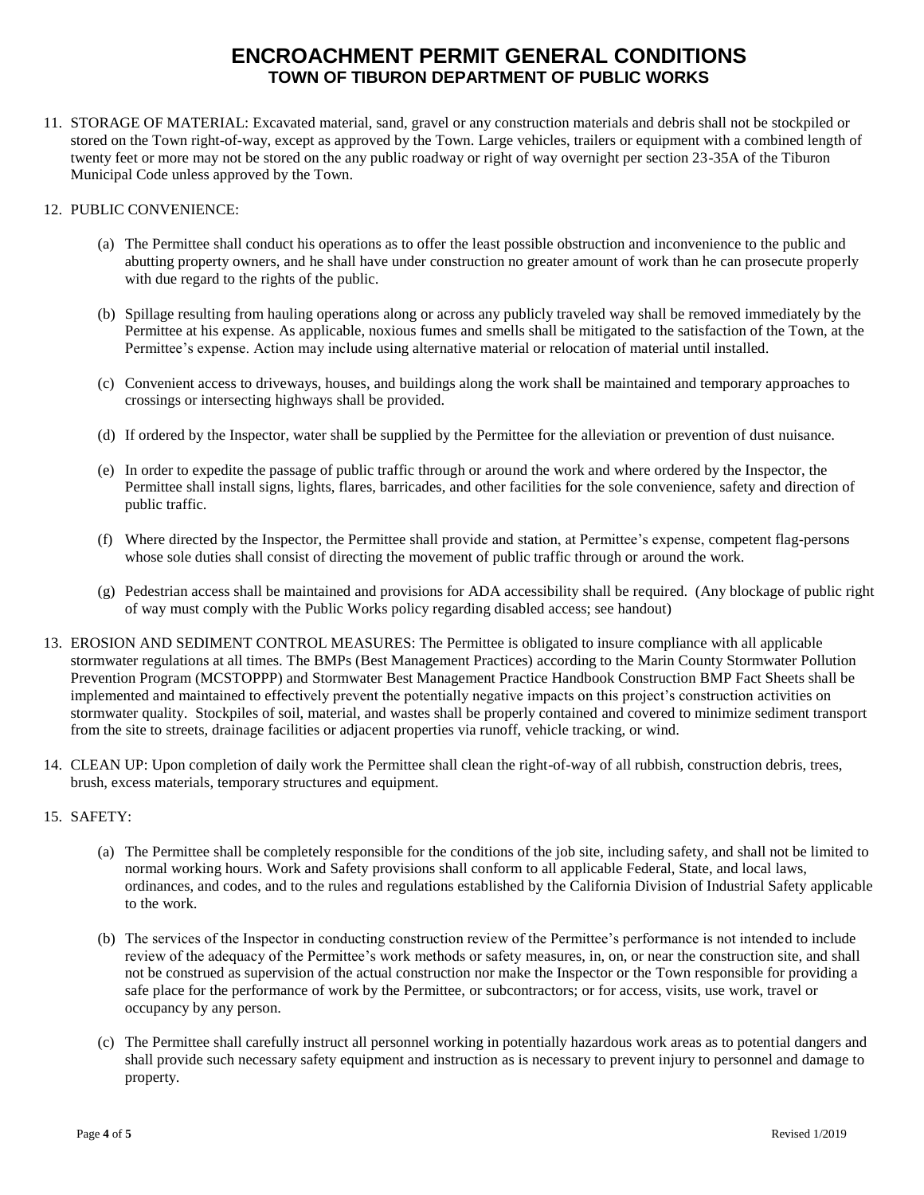# ENCROACHMENT PERMIT GENERAL CONDITIONS
## TOWN OF TIBURON DEPARTMENT OF PUBLIC WORKS

11. STORAGE OF MATERIAL: Excavated material, sand, gravel or any construction materials and debris shall not be stockpiled or stored on the Town right-of-way, except as approved by the Town. Large vehicles, trailers or equipment with a combined length of twenty feet or more may not be stored on the any public roadway or right of way overnight per section 23-35A of the Tiburon Municipal Code unless approved by the Town.

12. PUBLIC CONVENIENCE:

    (a) The Permittee shall conduct his operations as to offer the least possible obstruction and inconvenience to the public and abutting property owners, and he shall have under construction no greater amount of work than he can prosecute properly with due regard to the rights of the public.

    (b) Spillage resulting from hauling operations along or across any publicly traveled way shall be removed immediately by the Permittee at his expense. As applicable, noxious fumes and smells shall be mitigated to the satisfaction of the Town, at the Permittee's expense. Action may include using alternative material or relocation of material until installed.

    (c) Convenient access to driveways, houses, and buildings along the work shall be maintained and temporary approaches to crossings or intersecting highways shall be provided.

    (d) If ordered by the Inspector, water shall be supplied by the Permittee for the alleviation or prevention of dust nuisance.

    (e) In order to expedite the passage of public traffic through or around the work and where ordered by the Inspector, the Permittee shall install signs, lights, flares, barricades, and other facilities for the sole convenience, safety and direction of public traffic.

    (f) Where directed by the Inspector, the Permittee shall provide and station, at Permittee's expense, competent flag-persons whose sole duties shall consist of directing the movement of public traffic through or around the work.

    (g) Pedestrian access shall be maintained and provisions for ADA accessibility shall be required. (Any blockage of public right of way must comply with the Public Works policy regarding disabled access; see handout)

13. EROSION AND SEDIMENT CONTROL MEASURES: The Permittee is obligated to insure compliance with all applicable stormwater regulations at all times. The BMPs (Best Management Practices) according to the Marin County Stormwater Pollution Prevention Program (MCSTOPPP) and Stormwater Best Management Practice Handbook Construction BMP Fact Sheets shall be implemented and maintained to effectively prevent the potentially negative impacts on this project's construction activities on stormwater quality. Stockpiles of soil, material, and wastes shall be properly contained and covered to minimize sediment transport from the site to streets, drainage facilities or adjacent properties via runoff, vehicle tracking, or wind.

14. CLEAN UP: Upon completion of daily work the Permittee shall clean the right-of-way of all rubbish, construction debris, trees, brush, excess materials, temporary structures and equipment.

15. SAFETY:

    (a) The Permittee shall be completely responsible for the conditions of the job site, including safety, and shall not be limited to normal working hours. Work and Safety provisions shall conform to all applicable Federal, State, and local laws, ordinances, and codes, and to the rules and regulations established by the California Division of Industrial Safety applicable to the work.

    (b) The services of the Inspector in conducting construction review of the Permittee's performance is not intended to include review of the adequacy of the Permittee's work methods or safety measures, in, on, or near the construction site, and shall not be construed as supervision of the actual construction nor make the Inspector or the Town responsible for providing a safe place for the performance of work by the Permittee, or subcontractors; or for access, visits, use work, travel or occupancy by any person.

    (c) The Permittee shall carefully instruct all personnel working in potentially hazardous work areas as to potential dangers and shall provide such necessary safety equipment and instruction as is necessary to prevent injury to personnel and damage to property.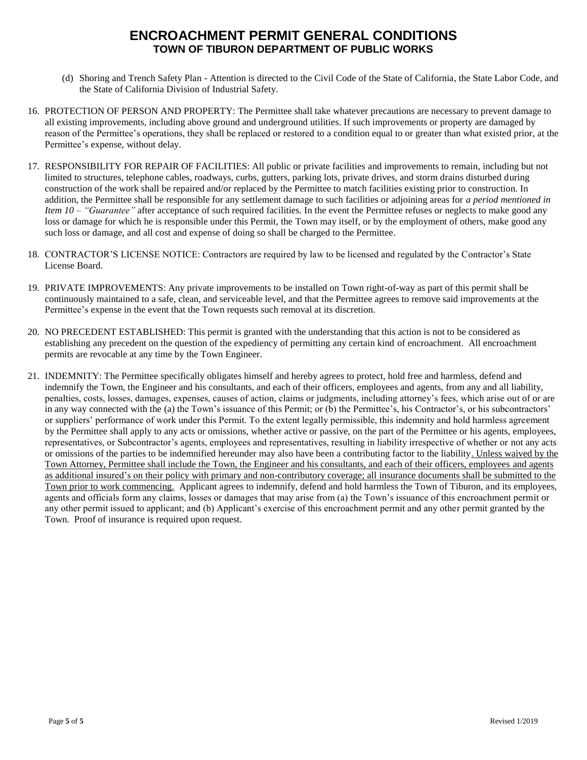# ENCROACHMENT PERMIT GENERAL CONDITIONS
## TOWN OF TIBURON DEPARTMENT OF PUBLIC WORKS

(d) Shoring and Trench Safety Plan - Attention is directed to the Civil Code of the State of California, the State Labor Code, and the State of California Division of Industrial Safety.

16. PROTECTION OF PERSON AND PROPERTY: The Permittee shall take whatever precautions are necessary to prevent damage to all existing improvements, including above ground and underground utilities. If such improvements or property are damaged by reason of the Permittee's operations, they shall be replaced or restored to a condition equal to or greater than what existed prior, at the Permittee's expense, without delay.

17. RESPONSIBILITY FOR REPAIR OF FACILITIES: All public or private facilities and improvements to remain, including but not limited to structures, telephone cables, roadways, curbs, gutters, parking lots, private drives, and storm drains disturbed during construction of the work shall be repaired and/or replaced by the Permittee to match facilities existing prior to construction. In addition, the Permittee shall be responsible for any settlement damage to such facilities or adjoining areas for *a period mentioned in Item 10 – "Guarantee"* after acceptance of such required facilities. In the event the Permittee refuses or neglects to make good any loss or damage for which he is responsible under this Permit, the Town may itself, or by the employment of others, make good any such loss or damage, and all cost and expense of doing so shall be charged to the Permittee.

18. CONTRACTOR'S LICENSE NOTICE: Contractors are required by law to be licensed and regulated by the Contractor's State License Board.

19. PRIVATE IMPROVEMENTS: Any private improvements to be installed on Town right-of-way as part of this permit shall be continuously maintained to a safe, clean, and serviceable level, and that the Permittee agrees to remove said improvements at the Permittee's expense in the event that the Town requests such removal at its discretion.

20. NO PRECEDENT ESTABLISHED: This permit is granted with the understanding that this action is not to be considered as establishing any precedent on the question of the expediency of permitting any certain kind of encroachment. All encroachment permits are revocable at any time by the Town Engineer.

21. INDEMNITY: The Permittee specifically obligates himself and hereby agrees to protect, hold free and harmless, defend and indemnify the Town, the Engineer and his consultants, and each of their officers, employees and agents, from any and all liability, penalties, costs, losses, damages, expenses, causes of action, claims or judgments, including attorney's fees, which arise out of or are in any way connected with the (a) the Town's issuance of this Permit; or (b) the Permittee's, his Contractor's, or his subcontractors' or suppliers' performance of work under this Permit. To the extent legally permissible, this indemnity and hold harmless agreement by the Permittee shall apply to any acts or omissions, whether active or passive, on the part of the Permittee or his agents, employees, representatives, or Subcontractor's agents, employees and representatives, resulting in liability irrespective of whether or not any acts or omissions of the parties to be indemnified hereunder may also have been a contributing factor to the liability. Unless waived by the Town Attorney, Permittee shall include the Town, the Engineer and his consultants, and each of their officers, employees and agents as additional insured's on their policy with primary and non-contributory coverage; all insurance documents shall be submitted to the Town prior to work commencing. Applicant agrees to indemnify, defend and hold harmless the Town of Tiburon, and its employees, agents and officials form any claims, losses or damages that may arise from (a) the Town's issuance of this encroachment permit or any other permit issued to applicant; and (b) Applicant's exercise of this encroachment permit and any other permit granted by the Town. Proof of insurance is required upon request.

Revised 1/2019